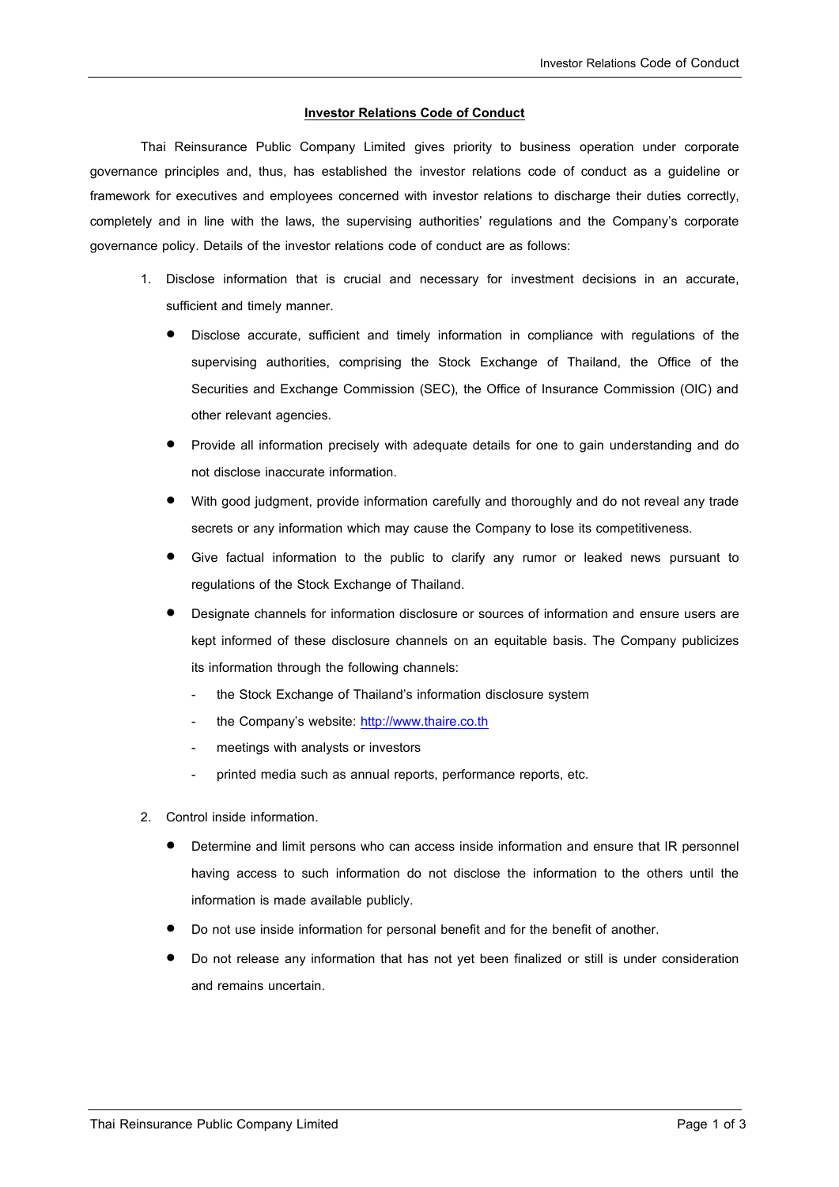# Investor Relations Code of Conduct

Thai Reinsurance Public Company Limited gives priority to business operation under corporate governance principles and, thus, has established the investor relations code of conduct as a guideline or framework for executives and employees concerned with investor relations to discharge their duties correctly, completely and in line with the laws, the supervising authorities' regulations and the Company's corporate governance policy. Details of the investor relations code of conduct are as follows:

1. Disclose information that is crucial and necessary for investment decisions in an accurate, sufficient and timely manner.
   - Disclose accurate, sufficient and timely information in compliance with regulations of the supervising authorities, comprising the Stock Exchange of Thailand, the Office of the Securities and Exchange Commission (SEC), the Office of Insurance Commission (OIC) and other relevant agencies.
   - Provide all information precisely with adequate details for one to gain understanding and do not disclose inaccurate information.
   - With good judgment, provide information carefully and thoroughly and do not reveal any trade secrets or any information which may cause the Company to lose its competitiveness.
   - Give factual information to the public to clarify any rumor or leaked news pursuant to regulations of the Stock Exchange of Thailand.
   - Designate channels for information disclosure or sources of information and ensure users are kept informed of these disclosure channels on an equitable basis. The Company publicizes its information through the following channels:
     - the Stock Exchange of Thailand's information disclosure system
     - the Company's website: [http://www.thaire.co.th](http://www.thaire.co.th)
     - meetings with analysts or investors
     - printed media such as annual reports, performance reports, etc.

2. Control inside information.
   - Determine and limit persons who can access inside information and ensure that IR personnel having access to such information do not disclose the information to the others until the information is made available publicly.
   - Do not use inside information for personal benefit and for the benefit of another.
   - Do not release any information that has not yet been finalized or still is under consideration and remains uncertain.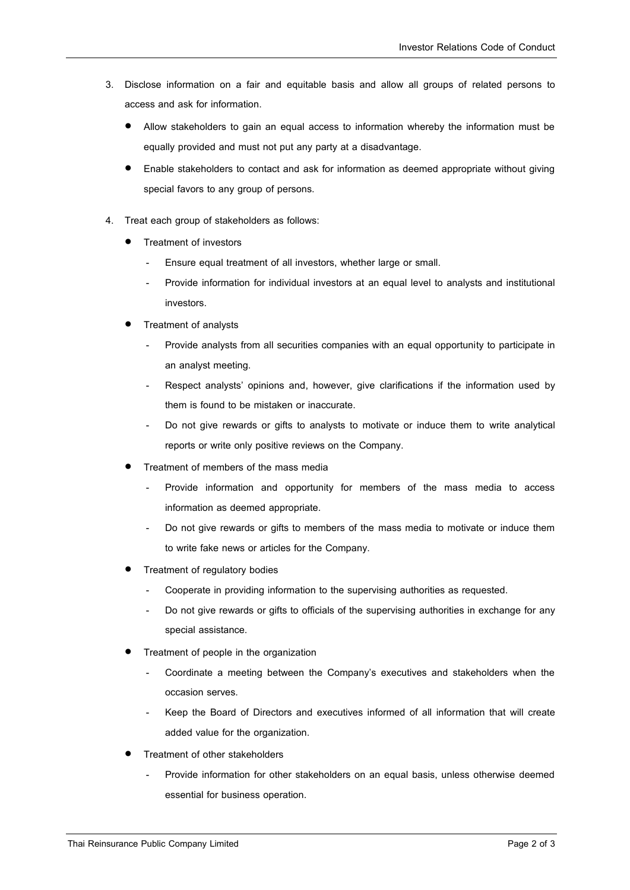3. Disclose information on a fair and equitable basis and allow all groups of related persons to access and ask for information.
    - Allow stakeholders to gain an equal access to information whereby the information must be equally provided and must not put any party at a disadvantage.
    - Enable stakeholders to contact and ask for information as deemed appropriate without giving special favors to any group of persons.
4. Treat each group of stakeholders as follows:
    - Treatment of investors
        - Ensure equal treatment of all investors, whether large or small.
        - Provide information for individual investors at an equal level to analysts and institutional investors.
    - Treatment of analysts
        - Provide analysts from all securities companies with an equal opportunity to participate in an analyst meeting.
        - Respect analysts' opinions and, however, give clarifications if the information used by them is found to be mistaken or inaccurate.
        - Do not give rewards or gifts to analysts to motivate or induce them to write analytical reports or write only positive reviews on the Company.
    - Treatment of members of the mass media
        - Provide information and opportunity for members of the mass media to access information as deemed appropriate.
        - Do not give rewards or gifts to members of the mass media to motivate or induce them to write fake news or articles for the Company.
    - Treatment of regulatory bodies
        - Cooperate in providing information to the supervising authorities as requested.
        - Do not give rewards or gifts to officials of the supervising authorities in exchange for any special assistance.
    - Treatment of people in the organization
        - Coordinate a meeting between the Company's executives and stakeholders when the occasion serves.
        - Keep the Board of Directors and executives informed of all information that will create added value for the organization.
    - Treatment of other stakeholders
        - Provide information for other stakeholders on an equal basis, unless otherwise deemed essential for business operation.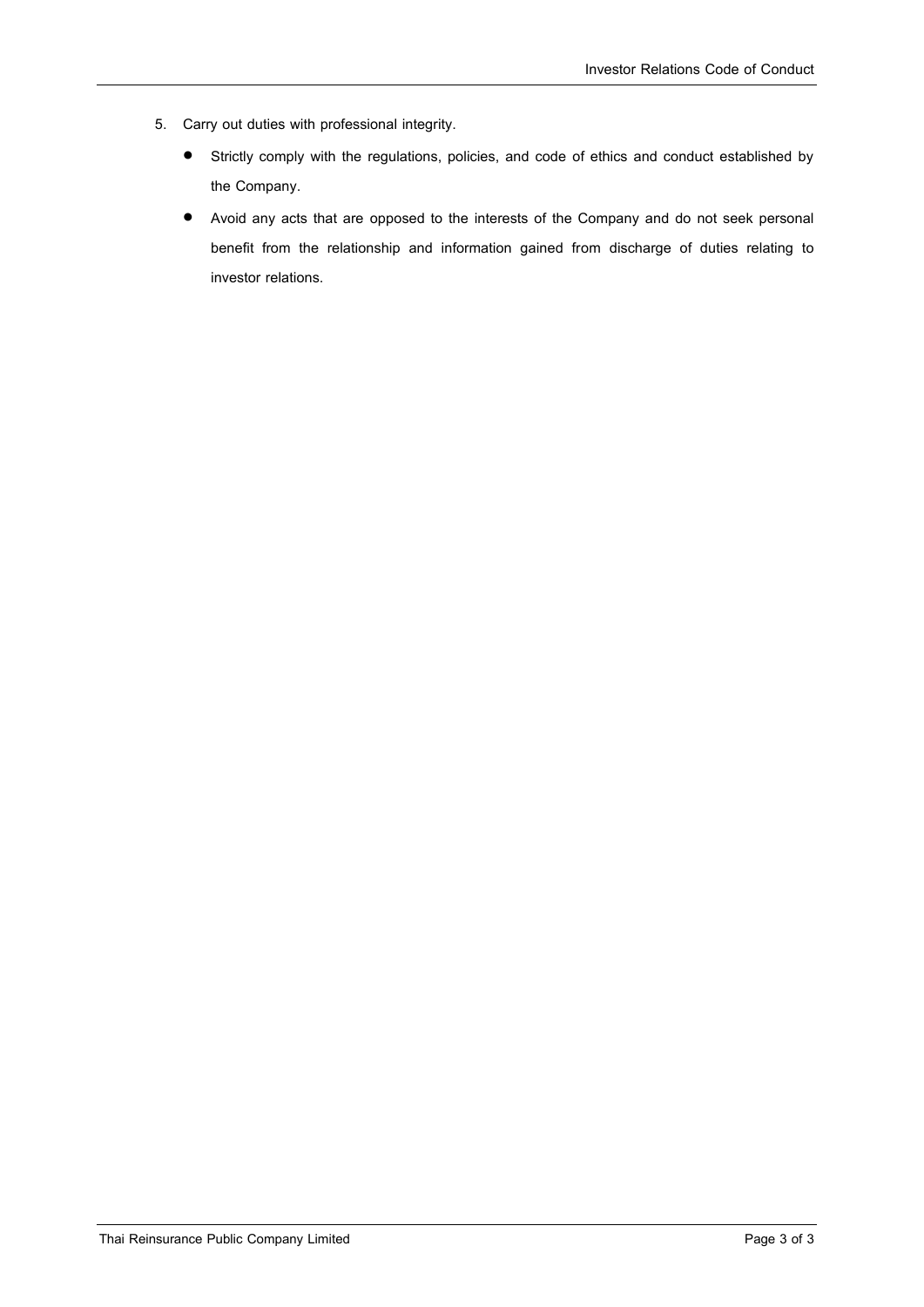5. Carry out duties with professional integrity.
    - Strictly comply with the regulations, policies, and code of ethics and conduct established by the Company.
    - Avoid any acts that are opposed to the interests of the Company and do not seek personal benefit from the relationship and information gained from discharge of duties relating to investor relations.